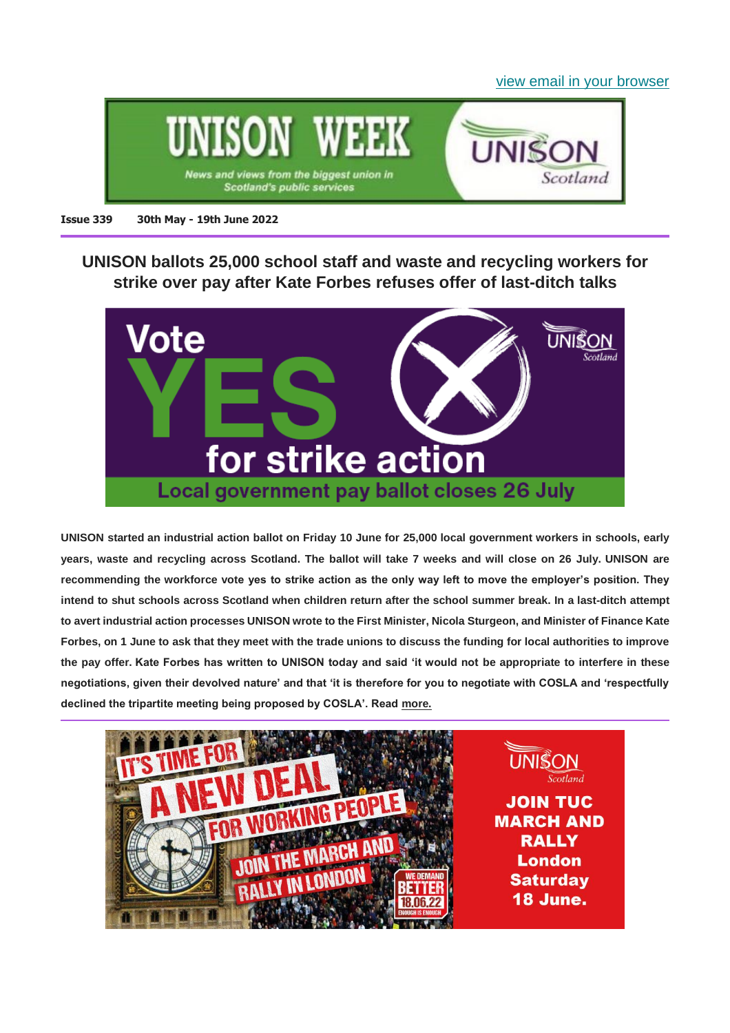view email in your browser

# UNISON WEEK

News and views from the biggest union in Scotland's public services

**Issue 339 30th May - 19th June 2022**

## UNISON ballots 25,000 school staff and waste and recycling workers for strike over pay after Kate Forbes refuses offer of last-ditch talks

Vote YES for strike action

Local government pay ballot closes 26 July

**UNISON started an industrial action ballot on Friday 10 June for 25,000 local government workers in schools, early years, waste and recycling across Scotland. The ballot will take 7 weeks and will close on 26 July. UNISON are recommending the workforce vote yes to strike action as the only way left to move the employer's position. They intend to shut schools across Scotland when children return after the school summer break. In a last-ditch attempt to avert industrial action processes UNISON wrote to the First Minister, Nicola Sturgeon, and Minister of Finance Kate Forbes, on 1 June to ask that they meet with the trade unions to discuss the funding for local authorities to improve the pay offer. Kate Forbes has written to UNISON today and said 'it would not be appropriate to interfere in these negotiations, given their devolved nature' and that 'it is therefore for you to negotiate with COSLA and 'respectfully declined the tripartite meeting being proposed by COSLA'. Read more.**

IT'S TIME FOR A NEW DEAL FOR WORKING PEOPLE JOIN THE MARCH AND RALLY IN LONDON

WE DEMAND BETTER 18.06.22 ENOUGH IS ENOUGH

**JOIN TUC MARCH AND RALLY London Saturday 18 June.**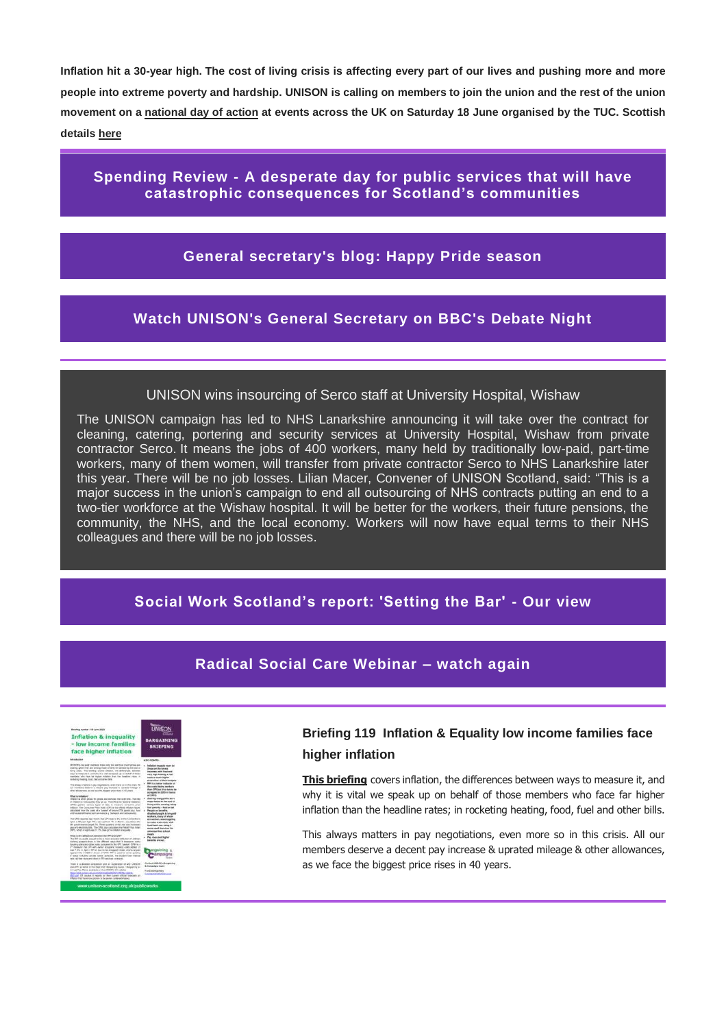**Inflation hit a 30-year high. The cost of living crisis is affecting every part of our lives and pushing more and more people into extreme poverty and hardship. UNISON is calling on members to join the union and the rest of the union movement on a national day of action at events across the UK on Saturday 18 June organised by the TUC. Scottish details here**

## Spending Review - A desperate day for public services that will have catastrophic consequences for Scotland's communities

## General secretary's blog: Happy Pride season

## Watch UNISON's General Secretary on BBC's Debate Night

### UNISON wins insourcing of Serco staff at University Hospital, Wishaw

The UNISON campaign has led to NHS Lanarkshire announcing it will take over the contract for cleaning, catering, portering and security services at University Hospital, Wishaw from private contractor Serco. It means the jobs of 400 workers, many held by traditionally low-paid, part-time workers, many of them women, will transfer from private contractor Serco to NHS Lanarkshire later this year. There will be no job losses. Lilian Macer, Convener of UNISON Scotland, said: "This is a major success in the union's campaign to end all outsourcing of NHS contracts putting an end to a two-tier workforce at the Wishaw hospital. It will be better for the workers, their future pensions, the community, the NHS, and the local economy. Workers will now have equal terms to their NHS colleagues and there will be no job losses.

## Social Work Scotland's report: 'Setting the Bar' - Our view

## Radical Social Care Webinar – watch again

### Briefing 119 Inflation & Equality low income families face higher inflation

**This briefing** covers inflation, the differences between ways to measure it, and why it is vital we speak up on behalf of those members who face far higher inflation than the headline rates; in rocketing heating, food, fuel and other bills.

This always matters in pay negotiations, even more so in this crisis. All our members deserve a decent pay increase & uprated mileage & other allowances, as we face the biggest price rises in 40 years.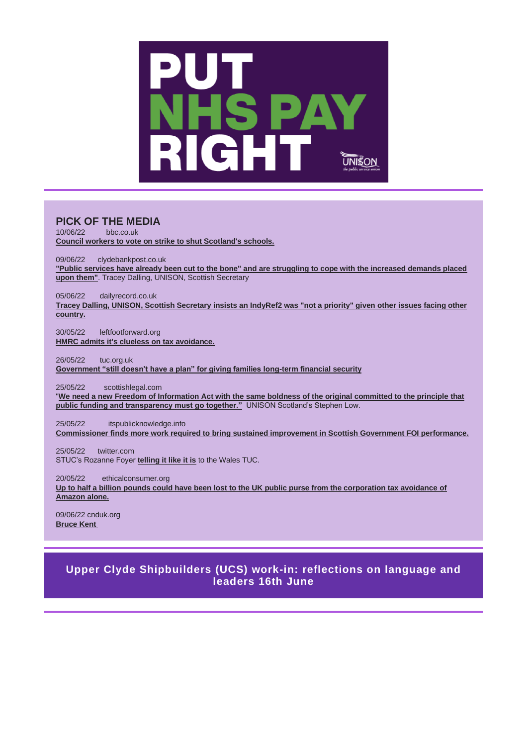# PUT NHS PAY RIGHT

UNISON the public service union

## PICK OF THE MEDIA

10/06/22 bbc.co.uk
**Council workers to vote on strike to shut Scotland's schools.**

09/06/22 clydebankpost.co.uk
**"Public services have already been cut to the bone" and are struggling to cope with the increased demands placed upon them"**. Tracey Dalling, UNISON, Scottish Secretary

05/06/22 dailyrecord.co.uk
**Tracey Dalling, UNISON, Scottish Secretary insists an IndyRef2 was "not a priority" given other issues facing other country.**

30/05/22 leftfootforward.org
**HMRC admits it's clueless on tax avoidance.**

26/05/22 tuc.org.uk
**Government "still doesn't have a plan" for giving families long-term financial security**

25/05/22 scottishlegal.com
"**We need a new Freedom of Information Act with the same boldness of the original committed to the principle that public funding and transparency must go together."** UNISON Scotland's Stephen Low.

25/05/22 itspublicknowledge.info
**Commissioner finds more work required to bring sustained improvement in Scottish Government FOI performance.**

25/05/22 twitter.com
STUC's Rozanne Foyer **telling it like it is** to the Wales TUC.

20/05/22 ethicalconsumer.org
**Up to half a billion pounds could have been lost to the UK public purse from the corporation tax avoidance of Amazon alone.**

09/06/22 cnduk.org
**Bruce Kent**

## Upper Clyde Shipbuilders (UCS) work-in: reflections on language and leaders 16th June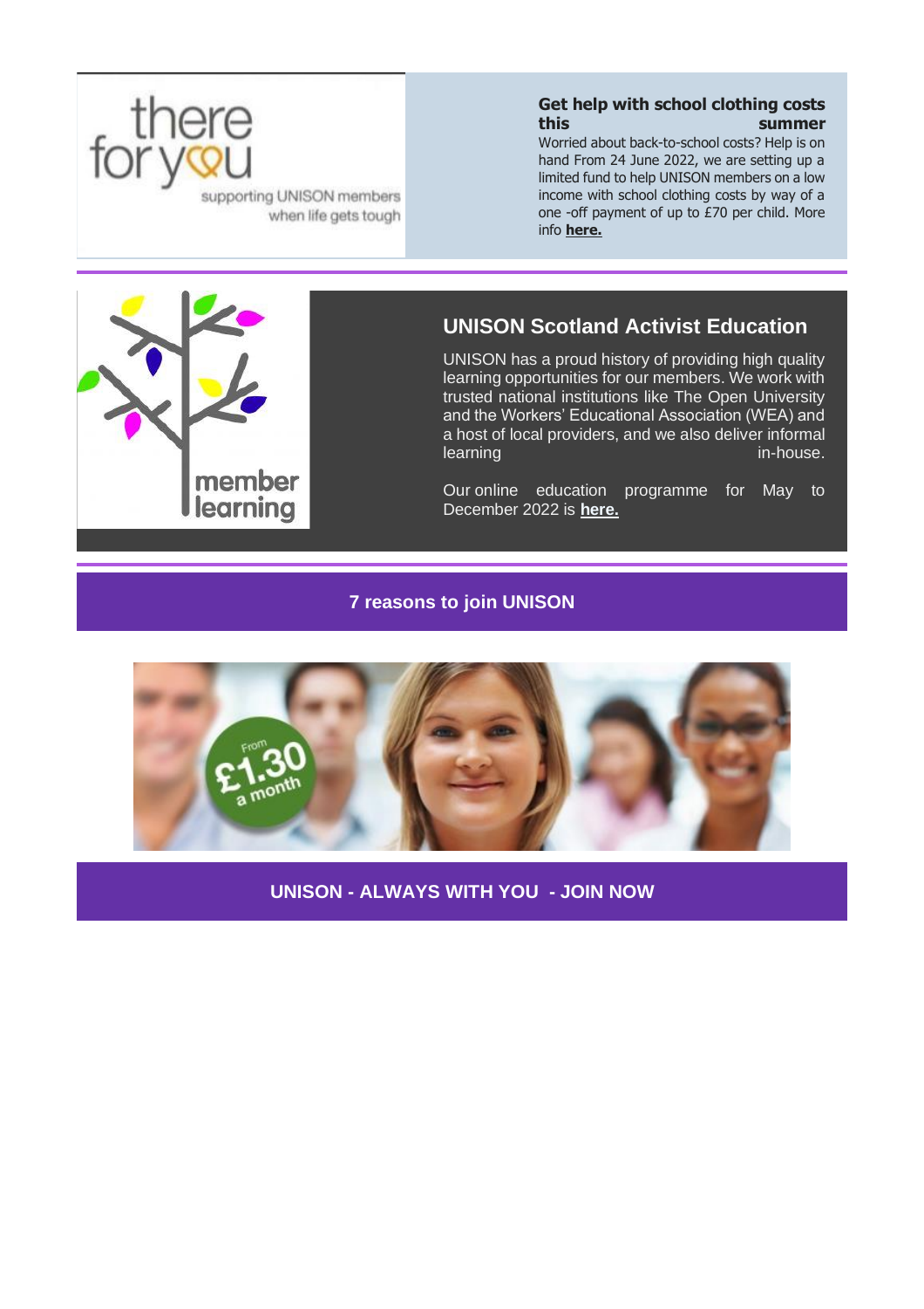## Get help with school clothing costs this summer

Worried about back-to-school costs? Help is on hand From 24 June 2022, we are setting up a limited fund to help UNISON members on a low income with school clothing costs by way of a one -off payment of up to £70 per child. More info **here.**

## UNISON Scotland Activist Education

UNISON has a proud history of providing high quality learning opportunities for our members. We work with trusted national institutions like The Open University and the Workers' Educational Association (WEA) and a host of local providers, and we also deliver informal learning in-house.

Our online education programme for May to December 2022 is **here.**

**7 reasons to join UNISON**

**UNISON - ALWAYS WITH YOU - JOIN NOW**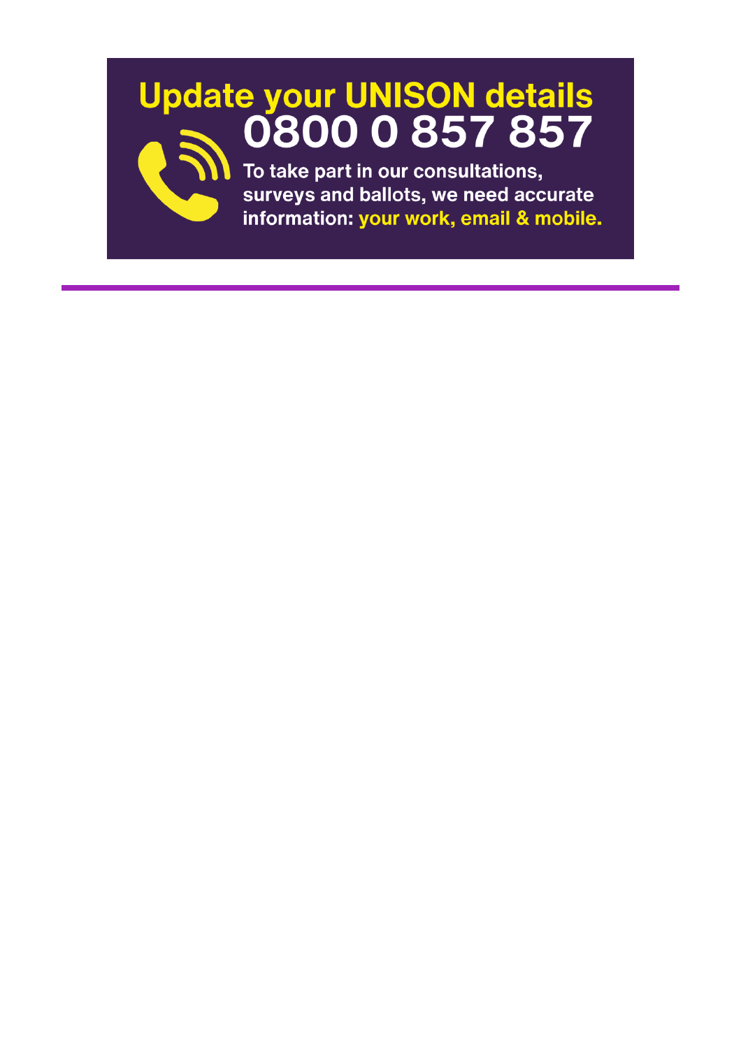# Update your UNISON details
## 0800 0 857 857

To take part in our consultations, surveys and ballots, we need accurate information: **your work, email & mobile.**